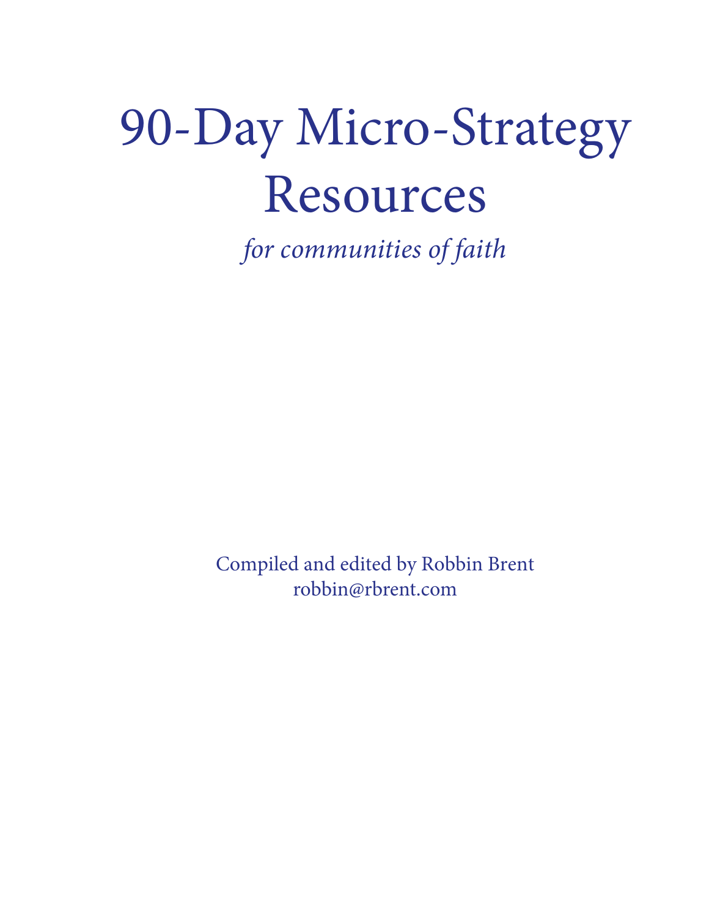# 90-Day Micro-Strategy Resources

*for communities of faith*

Compiled and edited by Robbin Brent
robbin@rbrent.com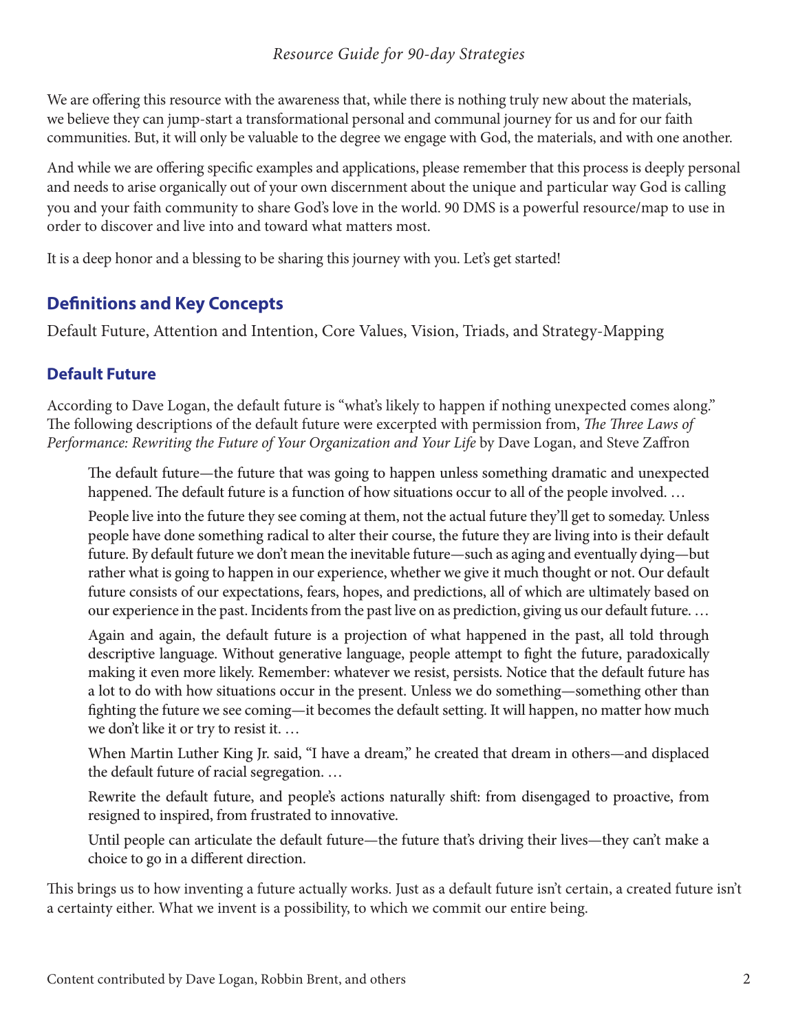We are offering this resource with the awareness that, while there is nothing truly new about the materials, we believe they can jump-start a transformational personal and communal journey for us and for our faith communities. But, it will only be valuable to the degree we engage with God, the materials, and with one another.

And while we are offering specific examples and applications, please remember that this process is deeply personal and needs to arise organically out of your own discernment about the unique and particular way God is calling you and your faith community to share God's love in the world. 90 DMS is a powerful resource/map to use in order to discover and live into and toward what matters most.

It is a deep honor and a blessing to be sharing this journey with you. Let's get started!

## Definitions and Key Concepts

Default Future, Attention and Intention, Core Values, Vision, Triads, and Strategy-Mapping

## Default Future

According to Dave Logan, the default future is "what's likely to happen if nothing unexpected comes along." The following descriptions of the default future were excerpted with permission from, *The Three Laws of Performance: Rewriting the Future of Your Organization and Your Life* by Dave Logan, and Steve Zaffron

> The default future—the future that was going to happen unless something dramatic and unexpected happened. The default future is a function of how situations occur to all of the people involved. …
>
> People live into the future they see coming at them, not the actual future they'll get to someday. Unless people have done something radical to alter their course, the future they are living into is their default future. By default future we don't mean the inevitable future—such as aging and eventually dying—but rather what is going to happen in our experience, whether we give it much thought or not. Our default future consists of our expectations, fears, hopes, and predictions, all of which are ultimately based on our experience in the past. Incidents from the past live on as prediction, giving us our default future. …
>
> Again and again, the default future is a projection of what happened in the past, all told through descriptive language. Without generative language, people attempt to fight the future, paradoxically making it even more likely. Remember: whatever we resist, persists. Notice that the default future has a lot to do with how situations occur in the present. Unless we do something—something other than fighting the future we see coming—it becomes the default setting. It will happen, no matter how much we don't like it or try to resist it. …
>
> When Martin Luther King Jr. said, "I have a dream," he created that dream in others—and displaced the default future of racial segregation. …
>
> Rewrite the default future, and people's actions naturally shift: from disengaged to proactive, from resigned to inspired, from frustrated to innovative.
>
> Until people can articulate the default future—the future that's driving their lives—they can't make a choice to go in a different direction.

This brings us to how inventing a future actually works. Just as a default future isn't certain, a created future isn't a certainty either. What we invent is a possibility, to which we commit our entire being.

Content contributed by Dave Logan, Robbin Brent, and others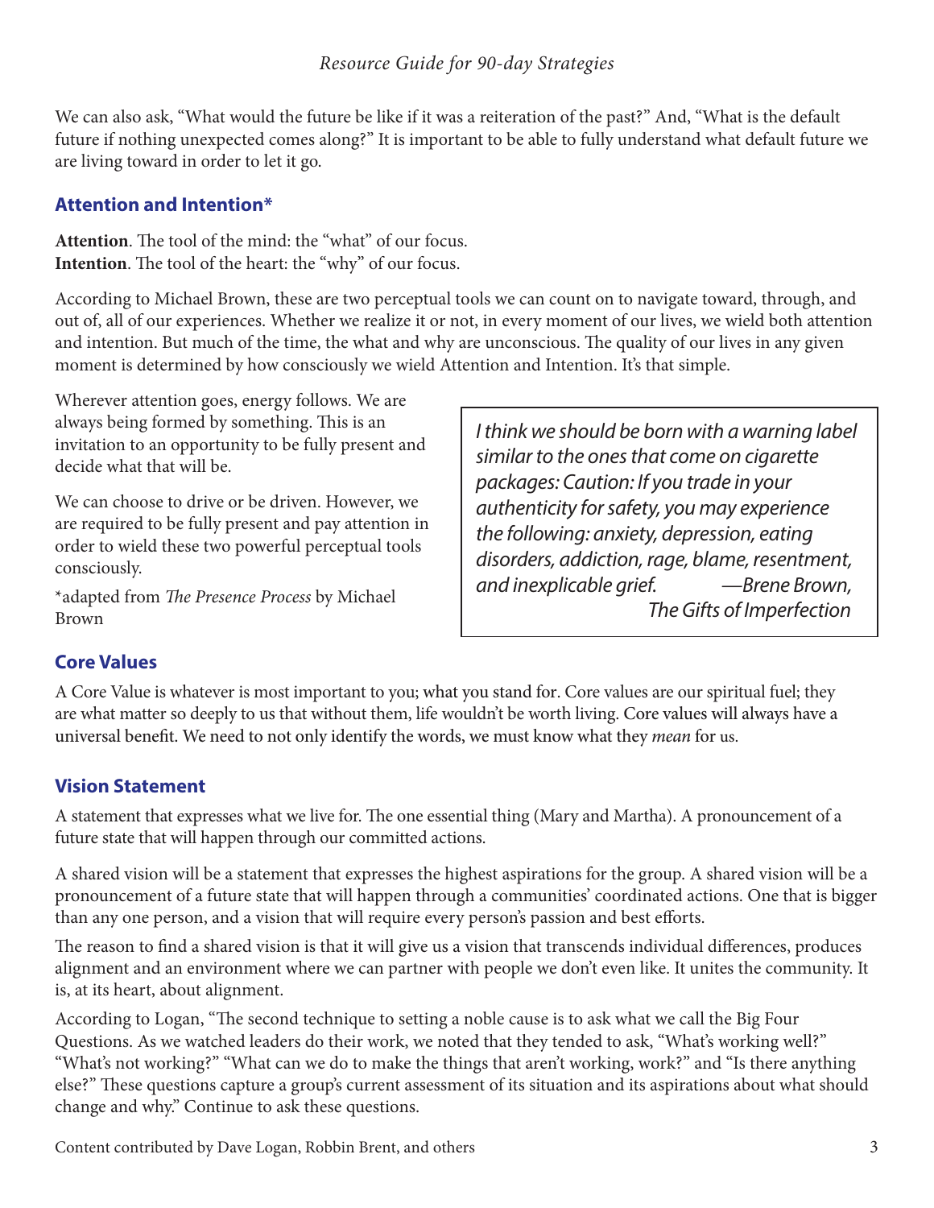We can also ask, "What would the future be like if it was a reiteration of the past?" And, "What is the default future if nothing unexpected comes along?" It is important to be able to fully understand what default future we are living toward in order to let it go.

## Attention and Intention*

**Attention**. The tool of the mind: the "what" of our focus.
**Intention**. The tool of the heart: the "why" of our focus.

According to Michael Brown, these are two perceptual tools we can count on to navigate toward, through, and out of, all of our experiences. Whether we realize it or not, in every moment of our lives, we wield both attention and intention. But much of the time, the what and why are unconscious. The quality of our lives in any given moment is determined by how consciously we wield Attention and Intention. It's that simple.

Wherever attention goes, energy follows. We are always being formed by something. This is an invitation to an opportunity to be fully present and decide what that will be.

We can choose to drive or be driven. However, we are required to be fully present and pay attention in order to wield these two powerful perceptual tools consciously.

*adapted from *The Presence Process* by Michael Brown

> *I think we should be born with a warning label similar to the ones that come on cigarette packages: Caution: If you trade in your authenticity for safety, you may experience the following: anxiety, depression, eating disorders, addiction, rage, blame, resentment, and inexplicable grief.* —*Brene Brown, The Gifts of Imperfection*

## Core Values

A Core Value is whatever is most important to you; what you stand for. Core values are our spiritual fuel; they are what matter so deeply to us that without them, life wouldn't be worth living. Core values will always have a universal benefit. We need to not only identify the words, we must know what they *mean* for us.

## Vision Statement

A statement that expresses what we live for. The one essential thing (Mary and Martha). A pronouncement of a future state that will happen through our committed actions.

A shared vision will be a statement that expresses the highest aspirations for the group. A shared vision will be a pronouncement of a future state that will happen through a communities' coordinated actions. One that is bigger than any one person, and a vision that will require every person's passion and best efforts.

The reason to find a shared vision is that it will give us a vision that transcends individual differences, produces alignment and an environment where we can partner with people we don't even like. It unites the community. It is, at its heart, about alignment.

According to Logan, "The second technique to setting a noble cause is to ask what we call the Big Four Questions. As we watched leaders do their work, we noted that they tended to ask, "What's working well?" "What's not working?" "What can we do to make the things that aren't working, work?" and "Is there anything else?" These questions capture a group's current assessment of its situation and its aspirations about what should change and why." Continue to ask these questions.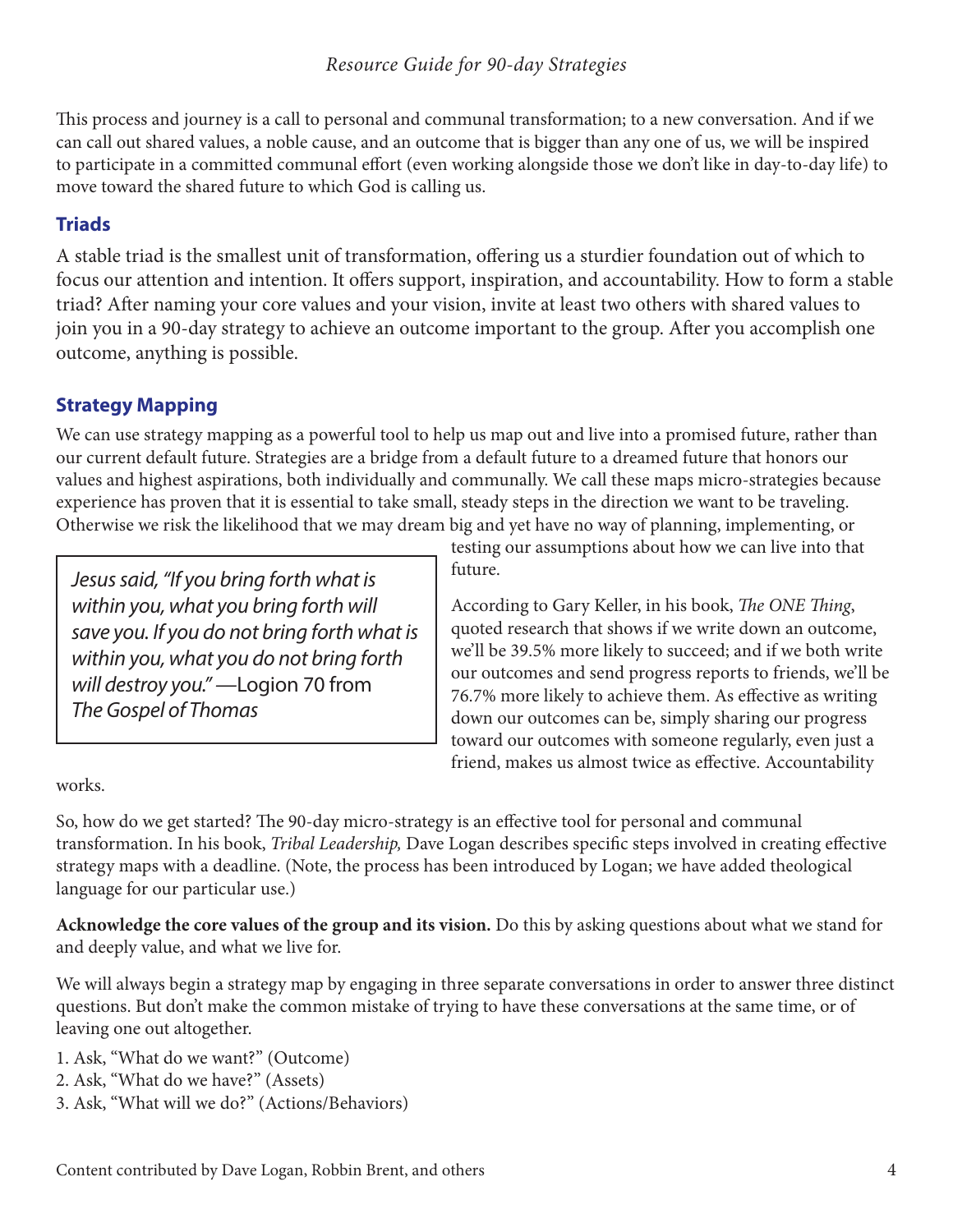This process and journey is a call to personal and communal transformation; to a new conversation. And if we can call out shared values, a noble cause, and an outcome that is bigger than any one of us, we will be inspired to participate in a committed communal effort (even working alongside those we don't like in day-to-day life) to move toward the shared future to which God is calling us.

## Triads

A stable triad is the smallest unit of transformation, offering us a sturdier foundation out of which to focus our attention and intention. It offers support, inspiration, and accountability. How to form a stable triad? After naming your core values and your vision, invite at least two others with shared values to join you in a 90-day strategy to achieve an outcome important to the group. After you accomplish one outcome, anything is possible.

## Strategy Mapping

We can use strategy mapping as a powerful tool to help us map out and live into a promised future, rather than our current default future. Strategies are a bridge from a default future to a dreamed future that honors our values and highest aspirations, both individually and communally. We call these maps micro-strategies because experience has proven that it is essential to take small, steady steps in the direction we want to be traveling. Otherwise we risk the likelihood that we may dream big and yet have no way of planning, implementing, or testing our assumptions about how we can live into that future.

> *Jesus said, "If you bring forth what is within you, what you bring forth will save you. If you do not bring forth what is within you, what you do not bring forth will destroy you."* —Logion 70 from *The Gospel of Thomas*

According to Gary Keller, in his book, *The ONE Thing*, quoted research that shows if we write down an outcome, we'll be 39.5% more likely to succeed; and if we both write our outcomes and send progress reports to friends, we'll be 76.7% more likely to achieve them. As effective as writing down our outcomes can be, simply sharing our progress toward our outcomes with someone regularly, even just a friend, makes us almost twice as effective. Accountability works.

So, how do we get started? The 90-day micro-strategy is an effective tool for personal and communal transformation. In his book, *Tribal Leadership,* Dave Logan describes specific steps involved in creating effective strategy maps with a deadline. (Note, the process has been introduced by Logan; we have added theological language for our particular use.)

**Acknowledge the core values of the group and its vision.** Do this by asking questions about what we stand for and deeply value, and what we live for.

We will always begin a strategy map by engaging in three separate conversations in order to answer three distinct questions. But don't make the common mistake of trying to have these conversations at the same time, or of leaving one out altogether.

1. Ask, "What do we want?" (Outcome)
2. Ask, "What do we have?" (Assets)
3. Ask, "What will we do?" (Actions/Behaviors)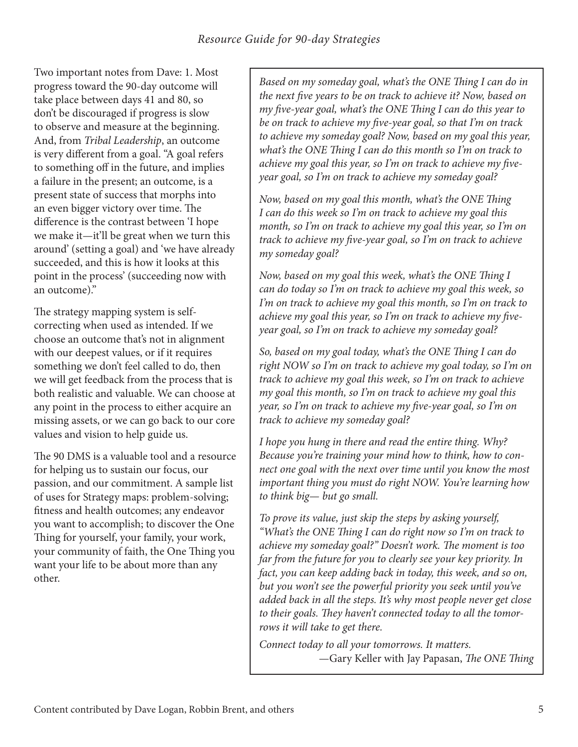Two important notes from Dave: 1. Most progress toward the 90-day outcome will take place between days 41 and 80, so don't be discouraged if progress is slow to observe and measure at the beginning. And, from *Tribal Leadership*, an outcome is very different from a goal. "A goal refers to something off in the future, and implies a failure in the present; an outcome, is a present state of success that morphs into an even bigger victory over time. The difference is the contrast between 'I hope we make it—it'll be great when we turn this around' (setting a goal) and 'we have already succeeded, and this is how it looks at this point in the process' (succeeding now with an outcome)."

The strategy mapping system is self-correcting when used as intended. If we choose an outcome that's not in alignment with our deepest values, or if it requires something we don't feel called to do, then we will get feedback from the process that is both realistic and valuable. We can choose at any point in the process to either acquire an missing assets, or we can go back to our core values and vision to help guide us.

The 90 DMS is a valuable tool and a resource for helping us to sustain our focus, our passion, and our commitment. A sample list of uses for Strategy maps: problem-solving; fitness and health outcomes; any endeavor you want to accomplish; to discover the One Thing for yourself, your family, your work, your community of faith, the One Thing you want your life to be about more than any other.

> *Based on my someday goal, what's the ONE Thing I can do in the next five years to be on track to achieve it? Now, based on my five-year goal, what's the ONE Thing I can do this year to be on track to achieve my five-year goal, so that I'm on track to achieve my someday goal? Now, based on my goal this year, what's the ONE Thing I can do this month so I'm on track to achieve my goal this year, so I'm on track to achieve my five-year goal, so I'm on track to achieve my someday goal?*
>
> *Now, based on my goal this month, what's the ONE Thing I can do this week so I'm on track to achieve my goal this month, so I'm on track to achieve my goal this year, so I'm on track to achieve my five-year goal, so I'm on track to achieve my someday goal?*
>
> *Now, based on my goal this week, what's the ONE Thing I can do today so I'm on track to achieve my goal this week, so I'm on track to achieve my goal this month, so I'm on track to achieve my goal this year, so I'm on track to achieve my five-year goal, so I'm on track to achieve my someday goal?*
>
> *So, based on my goal today, what's the ONE Thing I can do right NOW so I'm on track to achieve my goal today, so I'm on track to achieve my goal this week, so I'm on track to achieve my goal this month, so I'm on track to achieve my goal this year, so I'm on track to achieve my five-year goal, so I'm on track to achieve my someday goal?*
>
> *I hope you hung in there and read the entire thing. Why? Because you're training your mind how to think, how to connect one goal with the next over time until you know the most important thing you must do right NOW. You're learning how to think big— but go small.*
>
> *To prove its value, just skip the steps by asking yourself, "What's the ONE Thing I can do right now so I'm on track to achieve my someday goal?" Doesn't work. The moment is too far from the future for you to clearly see your key priority. In fact, you can keep adding back in today, this week, and so on, but you won't see the powerful priority you seek until you've added back in all the steps. It's why most people never get close to their goals. They haven't connected today to all the tomorrows it will take to get there.*
>
> *Connect today to all your tomorrows. It matters.*
>
> —Gary Keller with Jay Papasan, *The ONE Thing*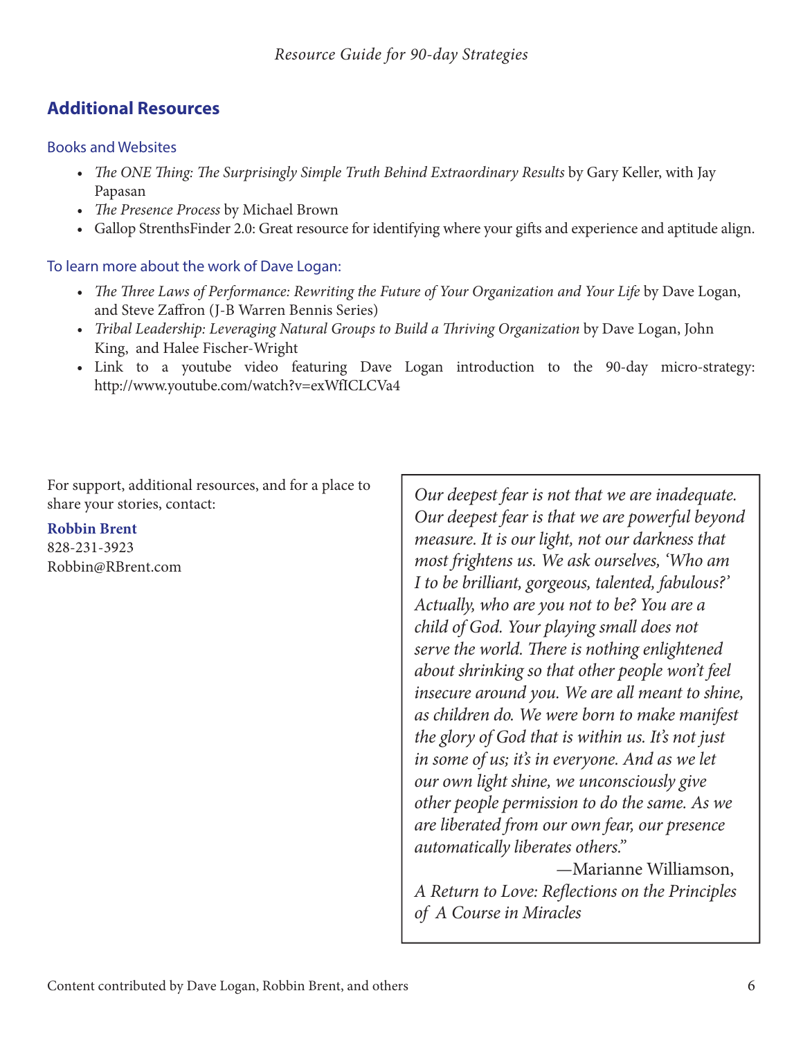## Additional Resources

### Books and Websites

- *The ONE Thing: The Surprisingly Simple Truth Behind Extraordinary Results* by Gary Keller, with Jay Papasan
- *The Presence Process* by Michael Brown
- Gallop StrenthsFinder 2.0: Great resource for identifying where your gifts and experience and aptitude align.

### To learn more about the work of Dave Logan:

- *The Three Laws of Performance: Rewriting the Future of Your Organization and Your Life* by Dave Logan, and Steve Zaffron (J-B Warren Bennis Series)
- *Tribal Leadership: Leveraging Natural Groups to Build a Thriving Organization* by Dave Logan, John King, and Halee Fischer-Wright
- Link to a youtube video featuring Dave Logan introduction to the 90-day micro-strategy: http://www.youtube.com/watch?v=exWfICLCVa4

For support, additional resources, and for a place to share your stories, contact:

**Robbin Brent**
828-231-3923
Robbin@RBrent.com

> *Our deepest fear is not that we are inadequate. Our deepest fear is that we are powerful beyond measure. It is our light, not our darkness that most frightens us. We ask ourselves, 'Who am I to be brilliant, gorgeous, talented, fabulous?' Actually, who are you not to be? You are a child of God. Your playing small does not serve the world. There is nothing enlightened about shrinking so that other people won't feel insecure around you. We are all meant to shine, as children do. We were born to make manifest the glory of God that is within us. It's not just in some of us; it's in everyone. And as we let our own light shine, we unconsciously give other people permission to do the same. As we are liberated from our own fear, our presence automatically liberates others."*
>
> —Marianne Williamson, *A Return to Love: Reflections on the Principles of A Course in Miracles*

Content contributed by Dave Logan, Robbin Brent, and others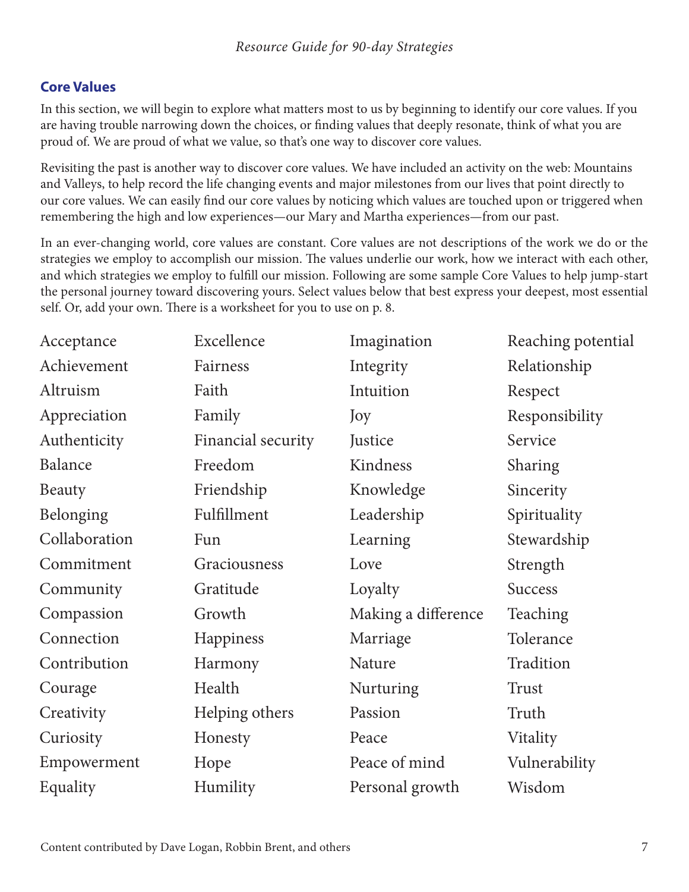## Core Values

In this section, we will begin to explore what matters most to us by beginning to identify our core values. If you are having trouble narrowing down the choices, or finding values that deeply resonate, think of what you are proud of. We are proud of what we value, so that's one way to discover core values.

Revisiting the past is another way to discover core values. We have included an activity on the web: Mountains and Valleys, to help record the life changing events and major milestones from our lives that point directly to our core values. We can easily find our core values by noticing which values are touched upon or triggered when remembering the high and low experiences—our Mary and Martha experiences—from our past.

In an ever-changing world, core values are constant. Core values are not descriptions of the work we do or the strategies we employ to accomplish our mission. The values underlie our work, how we interact with each other, and which strategies we employ to fulfill our mission. Following are some sample Core Values to help jump-start the personal journey toward discovering yours. Select values below that best express your deepest, most essential self. Or, add your own. There is a worksheet for you to use on p. 8.

- Acceptance
- Achievement
- Altruism
- Appreciation
- Authenticity
- Balance
- Beauty
- Belonging
- Collaboration
- Commitment
- Community
- Compassion
- Connection
- Contribution
- Courage
- Creativity
- Curiosity
- Empowerment
- Equality
- Excellence
- Fairness
- Faith
- Family
- Financial security
- Freedom
- Friendship
- Fulfillment
- Fun
- Graciousness
- Gratitude
- Growth
- Happiness
- Harmony
- Health
- Helping others
- Honesty
- Hope
- Humility
- Imagination
- Integrity
- Intuition
- Joy
- Justice
- Kindness
- Knowledge
- Leadership
- Learning
- Love
- Loyalty
- Making a difference
- Marriage
- Nature
- Nurturing
- Passion
- Peace
- Peace of mind
- Personal growth
- Reaching potential
- Relationship
- Respect
- Responsibility
- Service
- Sharing
- Sincerity
- Spirituality
- Stewardship
- Strength
- Success
- Teaching
- Tolerance
- Tradition
- Trust
- Truth
- Vitality
- Vulnerability
- Wisdom

Content contributed by Dave Logan, Robbin Brent, and others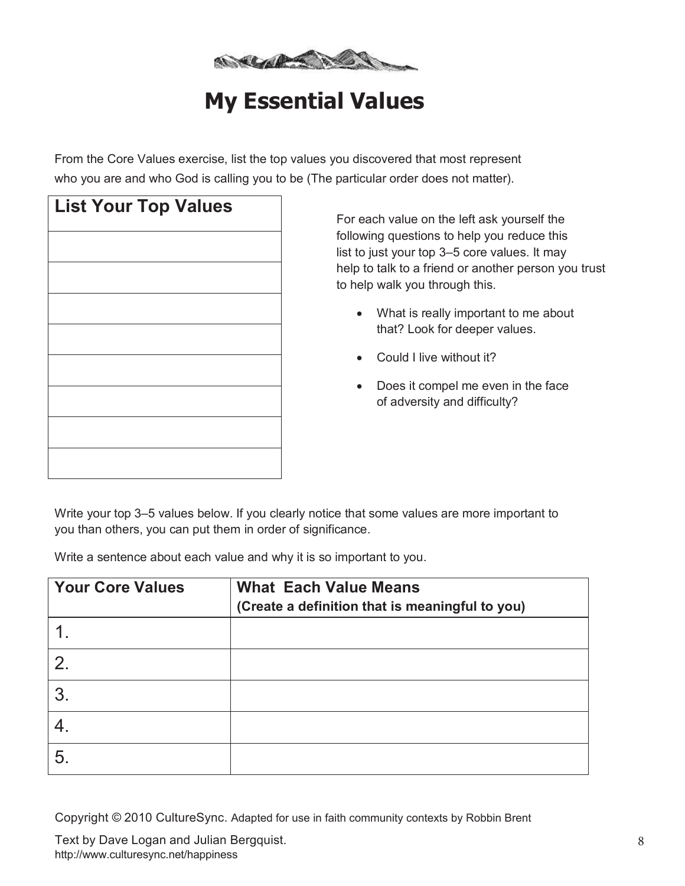# My Essential Values

From the Core Values exercise, list the top values you discovered that most represent who you are and who God is calling you to be (The particular order does not matter).

| List Your Top Values |
| --- |
| |
| |
| |
| |
| |
| |
| |
| |

For each value on the left ask yourself the following questions to help you reduce this list to just your top 3–5 core values. It may help to talk to a friend or another person you trust to help walk you through this.

- What is really important to me about that? Look for deeper values.
- Could I live without it?
- Does it compel me even in the face of adversity and difficulty?

Write your top 3–5 values below. If you clearly notice that some values are more important to you than others, you can put them in order of significance.

Write a sentence about each value and why it is so important to you.

| Your Core Values | What Each Value Means (Create a definition that is meaningful to you) |
| --- | --- |
| 1. | |
| 2. | |
| 3. | |
| 4. | |
| 5. | |

Copyright © 2010 CultureSync. Adapted for use in faith community contexts by Robbin Brent

Text by Dave Logan and Julian Bergquist.
http://www.culturesync.net/happiness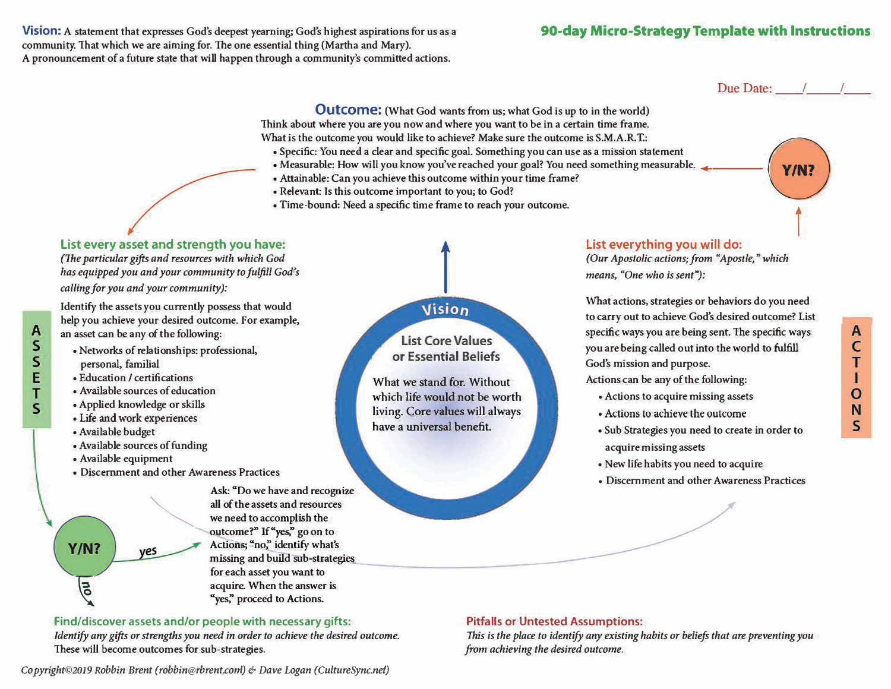## 90-day Micro-Strategy Template with Instructions

**Vision:** A statement that expresses God's deepest yearning; God's highest aspirations for us as a community. That which we are aiming for. The one essential thing (Martha and Mary).
A pronouncement of a future state that will happen through a community's committed actions.

Due Date: ____/_____/____

### Outcome: (What God wants from us; what God is up to in the world)

Think about where you are you now and where you want to be in a certain time frame.
What is the outcome you would like to achieve? Make sure the outcome is S.M.A.R.T.:

- Specific: You need a clear and specific goal. Something you can use as a mission statement
- Measurable: How will you know you've reached your goal? You need something measurable.
- Attainable: Can you achieve this outcome within your time frame?
- Relevant: Is this outcome important to you; to God?
- Time-bound: Need a specific time frame to reach your outcome.

Y/N?

### ASSETS

### List every asset and strength you have:

*(The particular gifts and resources with which God has equipped you and your community to fulfill God's calling for you and your community):*

Identify the assets you currently possess that would help you achieve your desired outcome. For example, an asset can be any of the following:

- Networks of relationships: professional, personal, familial
- Education / certifications
- Available sources of education
- Applied knowledge or skills
- Life and work experiences
- Available budget
- Available sources of funding
- Available equipment
- Discernment and other Awareness Practices

### Vision

**List Core Values or Essential Beliefs**

What we stand for. Without which life would not be worth living. Core values will always have a universal benefit.

### ACTIONS

### List everything you will do:

*(Our Apostolic actions; from "Apostle," which means, "One who is sent"):*

What actions, strategies or behaviors do you need to carry out to achieve God's desired outcome? List specific ways you are being sent. The specific ways you are being called out into the world to fulfill God's mission and purpose.

Actions can be any of the following:

- Actions to acquire missing assets
- Actions to achieve the outcome
- Sub Strategies you need to create in order to acquire missing assets
- New life habits you need to acquire
- Discernment and other Awareness Practices

Y/N? — yes / no

Ask: "Do we have and recognize all of the assets and resources we need to accomplish the outcome?" If "yes," go on to Actions; "no," identify what's missing and build sub-strategies for each asset you want to acquire. When the answer is "yes," proceed to Actions.

### Find/discover assets and/or people with necessary gifts:

*Identify any gifts or strengths you need in order to achieve the desired outcome.* These will become outcomes for sub-strategies.

### Pitfalls or Untested Assumptions:

*This is the place to identify any existing habits or beliefs that are preventing you from achieving the desired outcome.*

*Copyright©2019 Robbin Brent (robbin@rbrent.com) & Dave Logan (CultureSync.net)*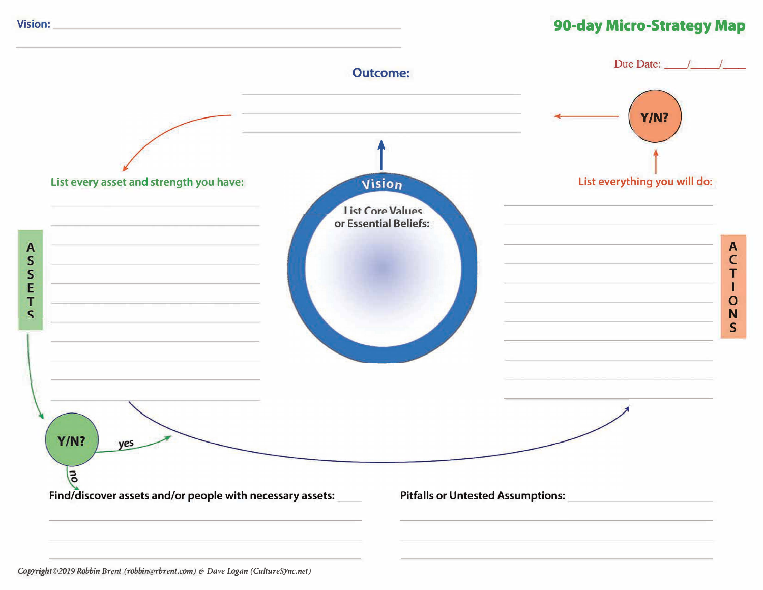Vision: \_\_\_\_\_\_\_\_\_\_\_\_\_\_\_\_\_\_\_\_\_\_\_\_\_\_\_\_\_\_\_\_\_\_\_\_\_\_\_\_\_\_\_\_\_\_\_\_\_\_\_\_\_\_\_\_\_\_\_\_\_\_

# 90-day Micro-Strategy Map

Due Date: \_\_\_\_/\_\_\_\_\_/\_\_\_\_

**Outcome:**

Y/N?

**List every asset and strength you have:**

ASSETS

Vision

List Core Values or Essential Beliefs:

**List everything you will do:**

ACTIONS

Y/N?

yes

no

**Find/discover assets and/or people with necessary assets:**

**Pitfalls or Untested Assumptions:**

*Copyright©2019 Robbin Brent (robbin@rbrent.com) & Dave Logan (CultureSync.net)*